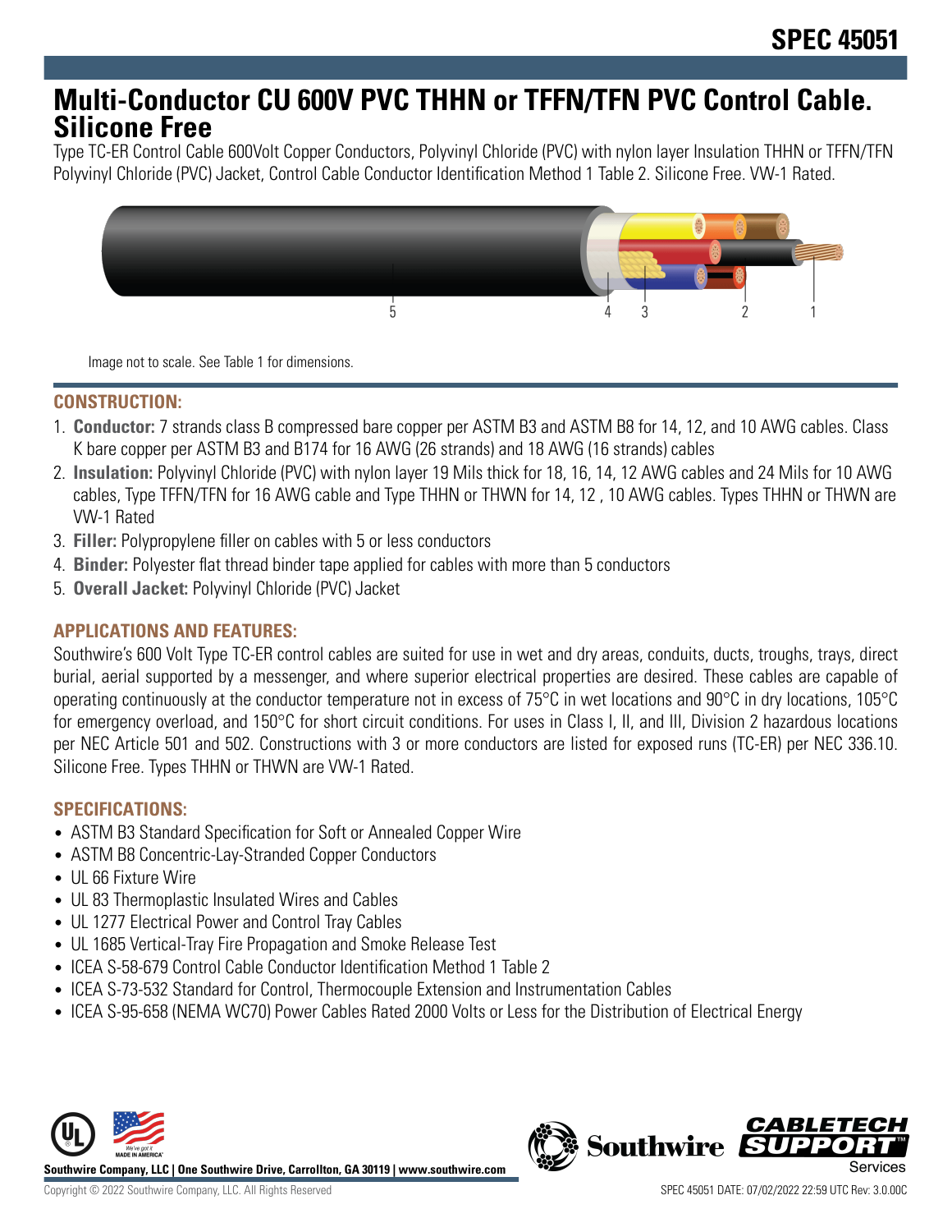# SPEC 45051

# Multi-Conductor CU 600V PVC THHN or TFFN/TFN PVC Control Cable. Silicone Free

Type TC-ER Control Cable 600Volt Copper Conductors, Polyvinyl Chloride (PVC) with nylon layer Insulation THHN or TFFN/TFN Polyvinyl Chloride (PVC) Jacket, Control Cable Conductor Identification Method 1 Table 2. Silicone Free. VW-1 Rated.

Image not to scale. See Table 1 for dimensions.

## CONSTRUCTION:

1. **Conductor:** 7 strands class B compressed bare copper per ASTM B3 and ASTM B8 for 14, 12, and 10 AWG cables. Class K bare copper per ASTM B3 and B174 for 16 AWG (26 strands) and 18 AWG (16 strands) cables
2. **Insulation:** Polyvinyl Chloride (PVC) with nylon layer 19 Mils thick for 18, 16, 14, 12 AWG cables and 24 Mils for 10 AWG cables, Type TFFN/TFN for 16 AWG cable and Type THHN or THWN for 14, 12 , 10 AWG cables. Types THHN or THWN are VW-1 Rated
3. **Filler:** Polypropylene filler on cables with 5 or less conductors
4. **Binder:** Polyester flat thread binder tape applied for cables with more than 5 conductors
5. **Overall Jacket:** Polyvinyl Chloride (PVC) Jacket

## APPLICATIONS AND FEATURES:

Southwire's 600 Volt Type TC-ER control cables are suited for use in wet and dry areas, conduits, ducts, troughs, trays, direct burial, aerial supported by a messenger, and where superior electrical properties are desired. These cables are capable of operating continuously at the conductor temperature not in excess of 75°C in wet locations and 90°C in dry locations, 105°C for emergency overload, and 150°C for short circuit conditions. For uses in Class I, II, and III, Division 2 hazardous locations per NEC Article 501 and 502. Constructions with 3 or more conductors are listed for exposed runs (TC-ER) per NEC 336.10. Silicone Free. Types THHN or THWN are VW-1 Rated.

## SPECIFICATIONS:

- ASTM B3 Standard Specification for Soft or Annealed Copper Wire
- ASTM B8 Concentric-Lay-Stranded Copper Conductors
- UL 66 Fixture Wire
- UL 83 Thermoplastic Insulated Wires and Cables
- UL 1277 Electrical Power and Control Tray Cables
- UL 1685 Vertical-Tray Fire Propagation and Smoke Release Test
- ICEA S-58-679 Control Cable Conductor Identification Method 1 Table 2
- ICEA S-73-532 Standard for Control, Thermocouple Extension and Instrumentation Cables
- ICEA S-95-658 (NEMA WC70) Power Cables Rated 2000 Volts or Less for the Distribution of Electrical Energy

Southwire Company, LLC | One Southwire Drive, Carrollton, GA 30119 | www.southwire.com

Copyright © 2022 Southwire Company, LLC. All Rights Reserved

SPEC 45051 DATE: 07/02/2022 22:59 UTC Rev: 3.0.00C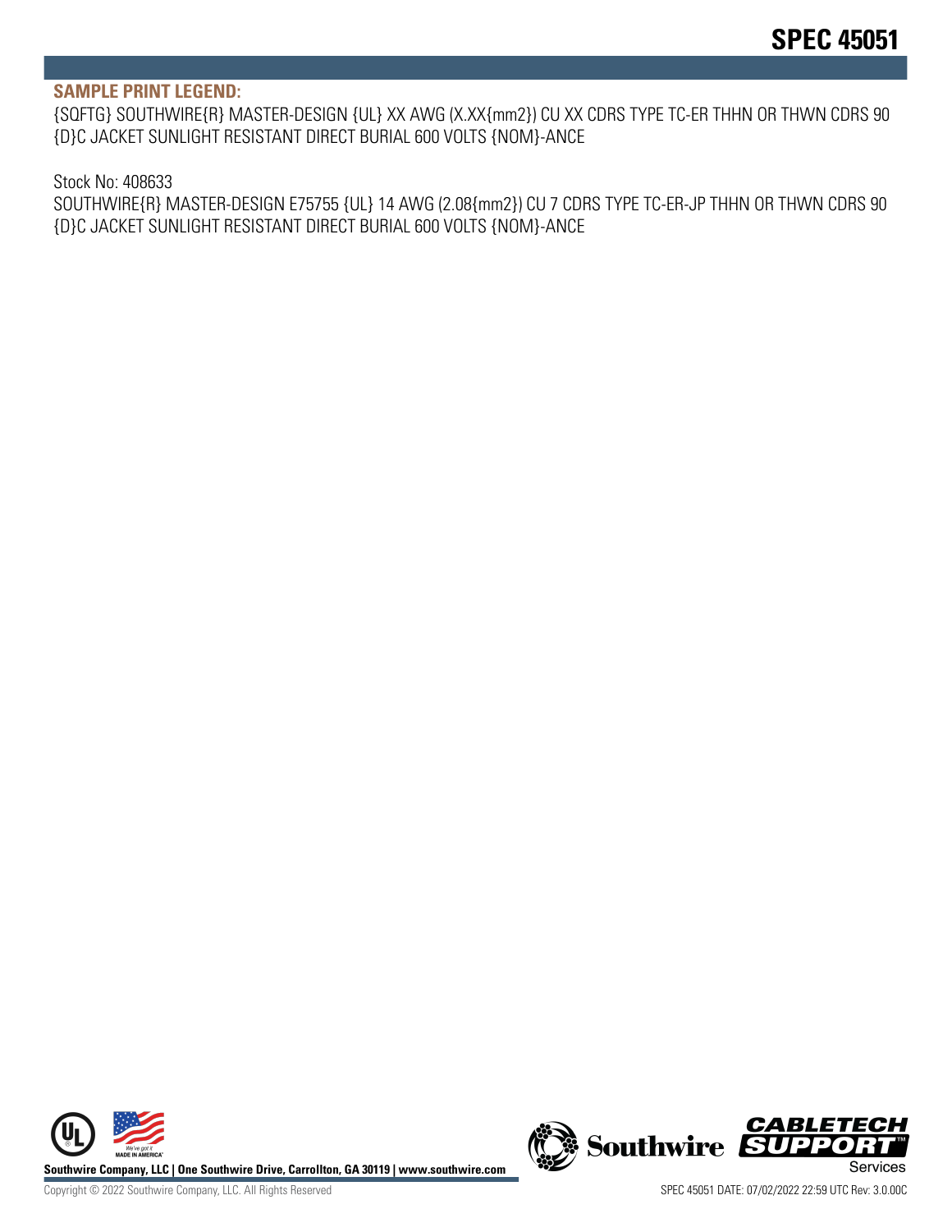**SAMPLE PRINT LEGEND:**

{SQFTG} SOUTHWIRE{R} MASTER-DESIGN {UL} XX AWG (X.XX{mm2}) CU XX CDRS TYPE TC-ER THHN OR THWN CDRS 90 {D}C JACKET SUNLIGHT RESISTANT DIRECT BURIAL 600 VOLTS {NOM}-ANCE

Stock No: 408633

SOUTHWIRE{R} MASTER-DESIGN E75755 {UL} 14 AWG (2.08{mm2}) CU 7 CDRS TYPE TC-ER-JP THHN OR THWN CDRS 90 {D}C JACKET SUNLIGHT RESISTANT DIRECT BURIAL 600 VOLTS {NOM}-ANCE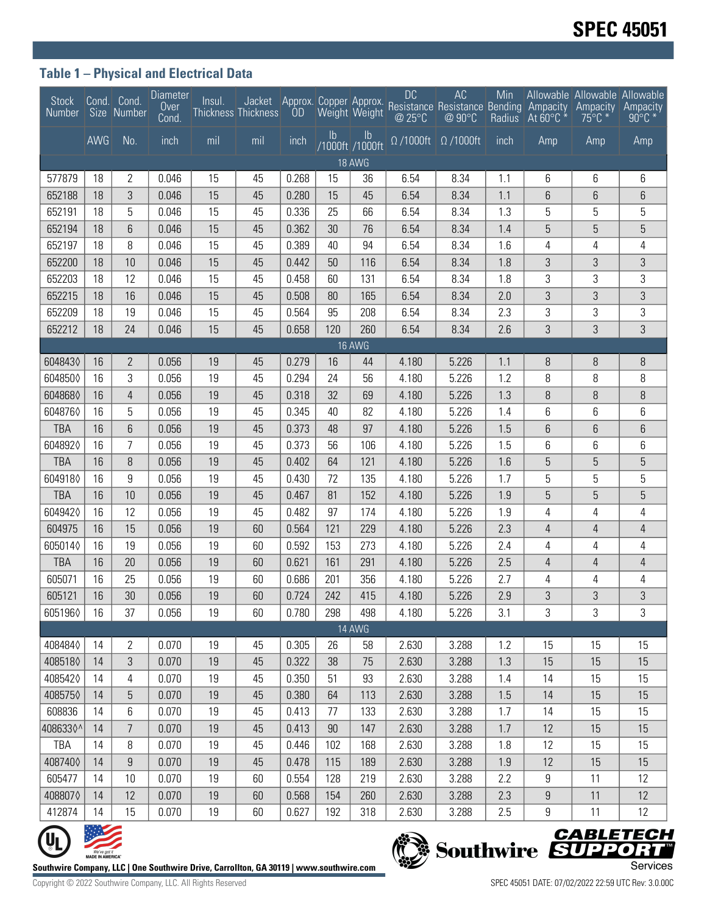# SPEC 45051

### Table 1 – Physical and Electrical Data

| Stock Number | Cond. Size | Cond. Number | Diameter Over Cond. | Insul. Thickness | Jacket Thickness | Approx. OD | Copper Weight | Approx. Weight | DC Resistance @ 25°C | AC Resistance @ 90°C | Min Bending Radius | Allowable Ampacity At 60°C * | Allowable Ampacity 75°C * | Allowable Ampacity 90°C * |
|---|---|---|---|---|---|---|---|---|---|---|---|---|---|---|
| | AWG | No. | inch | mil | mil | inch | lb /1000ft | lb /1000ft | Ω /1000ft | Ω /1000ft | inch | Amp | Amp | Amp |
| **18 AWG** | | | | | | | | | | | | | | |
| 577879 | 18 | 2 | 0.046 | 15 | 45 | 0.268 | 15 | 36 | 6.54 | 8.34 | 1.1 | 6 | 6 | 6 |
| 652188 | 18 | 3 | 0.046 | 15 | 45 | 0.280 | 15 | 45 | 6.54 | 8.34 | 1.1 | 6 | 6 | 6 |
| 652191 | 18 | 5 | 0.046 | 15 | 45 | 0.336 | 25 | 66 | 6.54 | 8.34 | 1.3 | 5 | 5 | 5 |
| 652194 | 18 | 6 | 0.046 | 15 | 45 | 0.362 | 30 | 76 | 6.54 | 8.34 | 1.4 | 5 | 5 | 5 |
| 652197 | 18 | 8 | 0.046 | 15 | 45 | 0.389 | 40 | 94 | 6.54 | 8.34 | 1.6 | 4 | 4 | 4 |
| 652200 | 18 | 10 | 0.046 | 15 | 45 | 0.442 | 50 | 116 | 6.54 | 8.34 | 1.8 | 3 | 3 | 3 |
| 652203 | 18 | 12 | 0.046 | 15 | 45 | 0.458 | 60 | 131 | 6.54 | 8.34 | 1.8 | 3 | 3 | 3 |
| 652215 | 18 | 16 | 0.046 | 15 | 45 | 0.508 | 80 | 165 | 6.54 | 8.34 | 2.0 | 3 | 3 | 3 |
| 652209 | 18 | 19 | 0.046 | 15 | 45 | 0.564 | 95 | 208 | 6.54 | 8.34 | 2.3 | 3 | 3 | 3 |
| 652212 | 18 | 24 | 0.046 | 15 | 45 | 0.658 | 120 | 260 | 6.54 | 8.34 | 2.6 | 3 | 3 | 3 |
| **16 AWG** | | | | | | | | | | | | | | |
| 604843◊ | 16 | 2 | 0.056 | 19 | 45 | 0.279 | 16 | 44 | 4.180 | 5.226 | 1.1 | 8 | 8 | 8 |
| 604850◊ | 16 | 3 | 0.056 | 19 | 45 | 0.294 | 24 | 56 | 4.180 | 5.226 | 1.2 | 8 | 8 | 8 |
| 604868◊ | 16 | 4 | 0.056 | 19 | 45 | 0.318 | 32 | 69 | 4.180 | 5.226 | 1.3 | 8 | 8 | 8 |
| 604876◊ | 16 | 5 | 0.056 | 19 | 45 | 0.345 | 40 | 82 | 4.180 | 5.226 | 1.4 | 6 | 6 | 6 |
| TBA | 16 | 6 | 0.056 | 19 | 45 | 0.373 | 48 | 97 | 4.180 | 5.226 | 1.5 | 6 | 6 | 6 |
| 604892◊ | 16 | 7 | 0.056 | 19 | 45 | 0.373 | 56 | 106 | 4.180 | 5.226 | 1.5 | 6 | 6 | 6 |
| TBA | 16 | 8 | 0.056 | 19 | 45 | 0.402 | 64 | 121 | 4.180 | 5.226 | 1.6 | 5 | 5 | 5 |
| 604918◊ | 16 | 9 | 0.056 | 19 | 45 | 0.430 | 72 | 135 | 4.180 | 5.226 | 1.7 | 5 | 5 | 5 |
| TBA | 16 | 10 | 0.056 | 19 | 45 | 0.467 | 81 | 152 | 4.180 | 5.226 | 1.9 | 5 | 5 | 5 |
| 604942◊ | 16 | 12 | 0.056 | 19 | 45 | 0.482 | 97 | 174 | 4.180 | 5.226 | 1.9 | 4 | 4 | 4 |
| 604975 | 16 | 15 | 0.056 | 19 | 60 | 0.564 | 121 | 229 | 4.180 | 5.226 | 2.3 | 4 | 4 | 4 |
| 605014◊ | 16 | 19 | 0.056 | 19 | 60 | 0.592 | 153 | 273 | 4.180 | 5.226 | 2.4 | 4 | 4 | 4 |
| TBA | 16 | 20 | 0.056 | 19 | 60 | 0.621 | 161 | 291 | 4.180 | 5.226 | 2.5 | 4 | 4 | 4 |
| 605071 | 16 | 25 | 0.056 | 19 | 60 | 0.686 | 201 | 356 | 4.180 | 5.226 | 2.7 | 4 | 4 | 4 |
| 605121 | 16 | 30 | 0.056 | 19 | 60 | 0.724 | 242 | 415 | 4.180 | 5.226 | 2.9 | 3 | 3 | 3 |
| 605196◊ | 16 | 37 | 0.056 | 19 | 60 | 0.780 | 298 | 498 | 4.180 | 5.226 | 3.1 | 3 | 3 | 3 |
| **14 AWG** | | | | | | | | | | | | | | |
| 408484◊ | 14 | 2 | 0.070 | 19 | 45 | 0.305 | 26 | 58 | 2.630 | 3.288 | 1.2 | 15 | 15 | 15 |
| 408518◊ | 14 | 3 | 0.070 | 19 | 45 | 0.322 | 38 | 75 | 2.630 | 3.288 | 1.3 | 15 | 15 | 15 |
| 408542◊ | 14 | 4 | 0.070 | 19 | 45 | 0.350 | 51 | 93 | 2.630 | 3.288 | 1.4 | 14 | 15 | 15 |
| 408575◊ | 14 | 5 | 0.070 | 19 | 45 | 0.380 | 64 | 113 | 2.630 | 3.288 | 1.5 | 14 | 15 | 15 |
| 608836 | 14 | 6 | 0.070 | 19 | 45 | 0.413 | 77 | 133 | 2.630 | 3.288 | 1.7 | 14 | 15 | 15 |
| 408633◊^ | 14 | 7 | 0.070 | 19 | 45 | 0.413 | 90 | 147 | 2.630 | 3.288 | 1.7 | 12 | 15 | 15 |
| TBA | 14 | 8 | 0.070 | 19 | 45 | 0.446 | 102 | 168 | 2.630 | 3.288 | 1.8 | 12 | 15 | 15 |
| 408740◊ | 14 | 9 | 0.070 | 19 | 45 | 0.478 | 115 | 189 | 2.630 | 3.288 | 1.9 | 12 | 15 | 15 |
| 605477 | 14 | 10 | 0.070 | 19 | 60 | 0.554 | 128 | 219 | 2.630 | 3.288 | 2.2 | 9 | 11 | 12 |
| 408807◊ | 14 | 12 | 0.070 | 19 | 60 | 0.568 | 154 | 260 | 2.630 | 3.288 | 2.3 | 9 | 11 | 12 |
| 412874 | 14 | 15 | 0.070 | 19 | 60 | 0.627 | 192 | 318 | 2.630 | 3.288 | 2.5 | 9 | 11 | 12 |

Southwire Company, LLC | One Southwire Drive, Carrollton, GA 30119 | www.southwire.com

Copyright © 2022 Southwire Company, LLC. All Rights Reserved

SPEC 45051 DATE: 07/02/2022 22:59 UTC Rev: 3.0.00C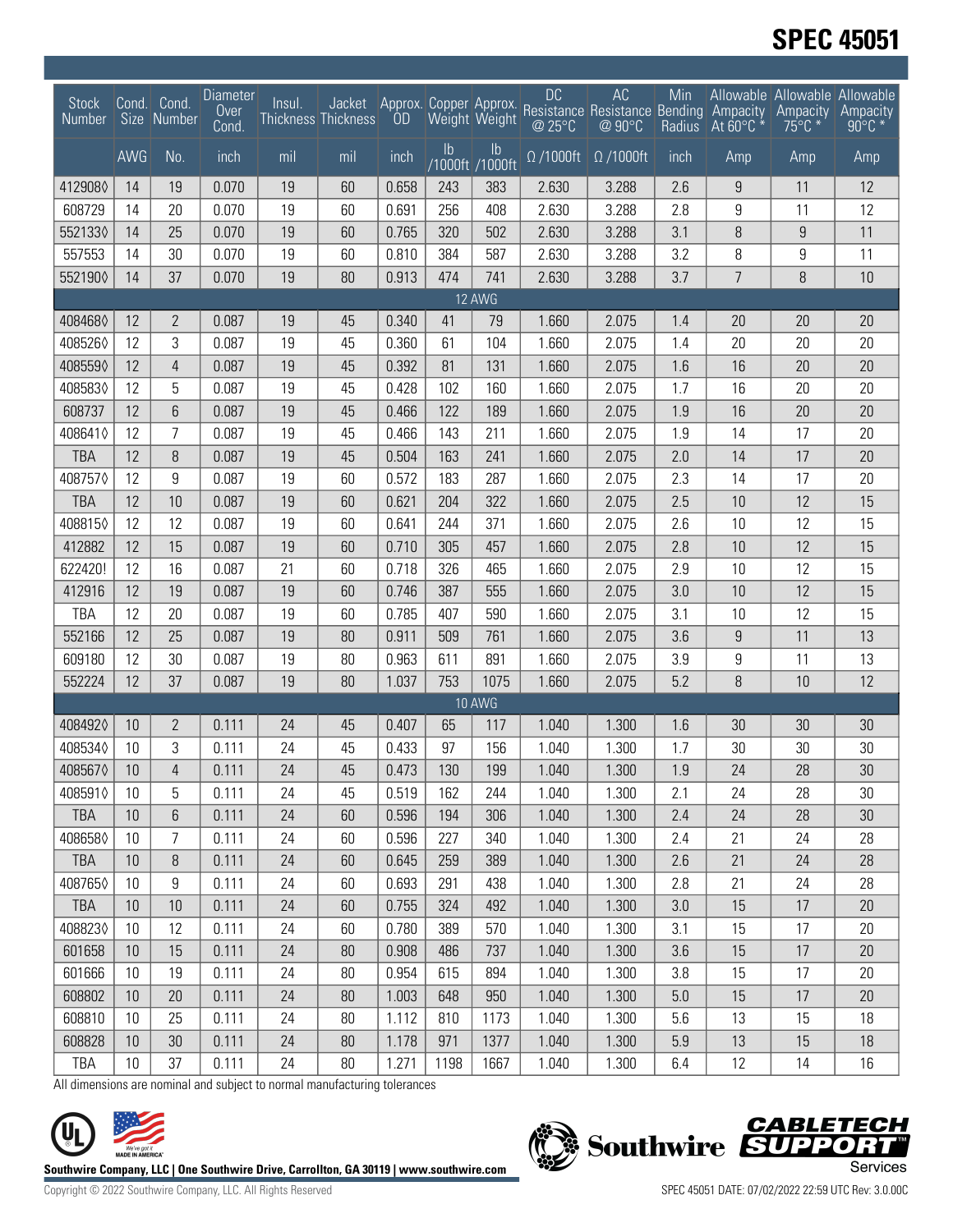# SPEC 45051

| Stock Number | Cond. Size | Cond. Number | Diameter Over Cond. | Insul. Thickness | Jacket Thickness | Approx. OD | Copper Weight | Approx. Weight | DC Resistance @ 25°C | AC Resistance @ 90°C | Min Bending Radius | Allowable Ampacity At 60°C * | Allowable Ampacity 75°C * | Allowable Ampacity 90°C * |
|---|---|---|---|---|---|---|---|---|---|---|---|---|---|---|
| | AWG | No. | inch | mil | mil | inch | lb /1000ft | lb /1000ft | Ω /1000ft | Ω /1000ft | inch | Amp | Amp | Amp |
| 412908◊ | 14 | 19 | 0.070 | 19 | 60 | 0.658 | 243 | 383 | 2.630 | 3.288 | 2.6 | 9 | 11 | 12 |
| 608729 | 14 | 20 | 0.070 | 19 | 60 | 0.691 | 256 | 408 | 2.630 | 3.288 | 2.8 | 9 | 11 | 12 |
| 552133◊ | 14 | 25 | 0.070 | 19 | 60 | 0.765 | 320 | 502 | 2.630 | 3.288 | 3.1 | 8 | 9 | 11 |
| 557553 | 14 | 30 | 0.070 | 19 | 60 | 0.810 | 384 | 587 | 2.630 | 3.288 | 3.2 | 8 | 9 | 11 |
| 552190◊ | 14 | 37 | 0.070 | 19 | 80 | 0.913 | 474 | 741 | 2.630 | 3.288 | 3.7 | 7 | 8 | 10 |
| 12 AWG | | | | | | | | | | | | | | |
| 408468◊ | 12 | 2 | 0.087 | 19 | 45 | 0.340 | 41 | 79 | 1.660 | 2.075 | 1.4 | 20 | 20 | 20 |
| 408526◊ | 12 | 3 | 0.087 | 19 | 45 | 0.360 | 61 | 104 | 1.660 | 2.075 | 1.4 | 20 | 20 | 20 |
| 408559◊ | 12 | 4 | 0.087 | 19 | 45 | 0.392 | 81 | 131 | 1.660 | 2.075 | 1.6 | 16 | 20 | 20 |
| 408583◊ | 12 | 5 | 0.087 | 19 | 45 | 0.428 | 102 | 160 | 1.660 | 2.075 | 1.7 | 16 | 20 | 20 |
| 608737 | 12 | 6 | 0.087 | 19 | 45 | 0.466 | 122 | 189 | 1.660 | 2.075 | 1.9 | 16 | 20 | 20 |
| 408641◊ | 12 | 7 | 0.087 | 19 | 45 | 0.466 | 143 | 211 | 1.660 | 2.075 | 1.9 | 14 | 17 | 20 |
| TBA | 12 | 8 | 0.087 | 19 | 45 | 0.504 | 163 | 241 | 1.660 | 2.075 | 2.0 | 14 | 17 | 20 |
| 408757◊ | 12 | 9 | 0.087 | 19 | 60 | 0.572 | 183 | 287 | 1.660 | 2.075 | 2.3 | 14 | 17 | 20 |
| TBA | 12 | 10 | 0.087 | 19 | 60 | 0.621 | 204 | 322 | 1.660 | 2.075 | 2.5 | 10 | 12 | 15 |
| 408815◊ | 12 | 12 | 0.087 | 19 | 60 | 0.641 | 244 | 371 | 1.660 | 2.075 | 2.6 | 10 | 12 | 15 |
| 412882 | 12 | 15 | 0.087 | 19 | 60 | 0.710 | 305 | 457 | 1.660 | 2.075 | 2.8 | 10 | 12 | 15 |
| 622420! | 12 | 16 | 0.087 | 21 | 60 | 0.718 | 326 | 465 | 1.660 | 2.075 | 2.9 | 10 | 12 | 15 |
| 412916 | 12 | 19 | 0.087 | 19 | 60 | 0.746 | 387 | 555 | 1.660 | 2.075 | 3.0 | 10 | 12 | 15 |
| TBA | 12 | 20 | 0.087 | 19 | 60 | 0.785 | 407 | 590 | 1.660 | 2.075 | 3.1 | 10 | 12 | 15 |
| 552166 | 12 | 25 | 0.087 | 19 | 80 | 0.911 | 509 | 761 | 1.660 | 2.075 | 3.6 | 9 | 11 | 13 |
| 609180 | 12 | 30 | 0.087 | 19 | 80 | 0.963 | 611 | 891 | 1.660 | 2.075 | 3.9 | 9 | 11 | 13 |
| 552224 | 12 | 37 | 0.087 | 19 | 80 | 1.037 | 753 | 1075 | 1.660 | 2.075 | 5.2 | 8 | 10 | 12 |
| 10 AWG | | | | | | | | | | | | | | |
| 408492◊ | 10 | 2 | 0.111 | 24 | 45 | 0.407 | 65 | 117 | 1.040 | 1.300 | 1.6 | 30 | 30 | 30 |
| 408534◊ | 10 | 3 | 0.111 | 24 | 45 | 0.433 | 97 | 156 | 1.040 | 1.300 | 1.7 | 30 | 30 | 30 |
| 408567◊ | 10 | 4 | 0.111 | 24 | 45 | 0.473 | 130 | 199 | 1.040 | 1.300 | 1.9 | 24 | 28 | 30 |
| 408591◊ | 10 | 5 | 0.111 | 24 | 45 | 0.519 | 162 | 244 | 1.040 | 1.300 | 2.1 | 24 | 28 | 30 |
| TBA | 10 | 6 | 0.111 | 24 | 60 | 0.596 | 194 | 306 | 1.040 | 1.300 | 2.4 | 24 | 28 | 30 |
| 408658◊ | 10 | 7 | 0.111 | 24 | 60 | 0.596 | 227 | 340 | 1.040 | 1.300 | 2.4 | 21 | 24 | 28 |
| TBA | 10 | 8 | 0.111 | 24 | 60 | 0.645 | 259 | 389 | 1.040 | 1.300 | 2.6 | 21 | 24 | 28 |
| 408765◊ | 10 | 9 | 0.111 | 24 | 60 | 0.693 | 291 | 438 | 1.040 | 1.300 | 2.8 | 21 | 24 | 28 |
| TBA | 10 | 10 | 0.111 | 24 | 60 | 0.755 | 324 | 492 | 1.040 | 1.300 | 3.0 | 15 | 17 | 20 |
| 408823◊ | 10 | 12 | 0.111 | 24 | 60 | 0.780 | 389 | 570 | 1.040 | 1.300 | 3.1 | 15 | 17 | 20 |
| 601658 | 10 | 15 | 0.111 | 24 | 80 | 0.908 | 486 | 737 | 1.040 | 1.300 | 3.6 | 15 | 17 | 20 |
| 601666 | 10 | 19 | 0.111 | 24 | 80 | 0.954 | 615 | 894 | 1.040 | 1.300 | 3.8 | 15 | 17 | 20 |
| 608802 | 10 | 20 | 0.111 | 24 | 80 | 1.003 | 648 | 950 | 1.040 | 1.300 | 5.0 | 15 | 17 | 20 |
| 608810 | 10 | 25 | 0.111 | 24 | 80 | 1.112 | 810 | 1173 | 1.040 | 1.300 | 5.6 | 13 | 15 | 18 |
| 608828 | 10 | 30 | 0.111 | 24 | 80 | 1.178 | 971 | 1377 | 1.040 | 1.300 | 5.9 | 13 | 15 | 18 |
| TBA | 10 | 37 | 0.111 | 24 | 80 | 1.271 | 1198 | 1667 | 1.040 | 1.300 | 6.4 | 12 | 14 | 16 |

All dimensions are nominal and subject to normal manufacturing tolerances

**Southwire Company, LLC | One Southwire Drive, Carrollton, GA 30119 | www.southwire.com**

Copyright © 2022 Southwire Company, LLC. All Rights Reserved

SPEC 45051 DATE: 07/02/2022 22:59 UTC Rev: 3.0.00C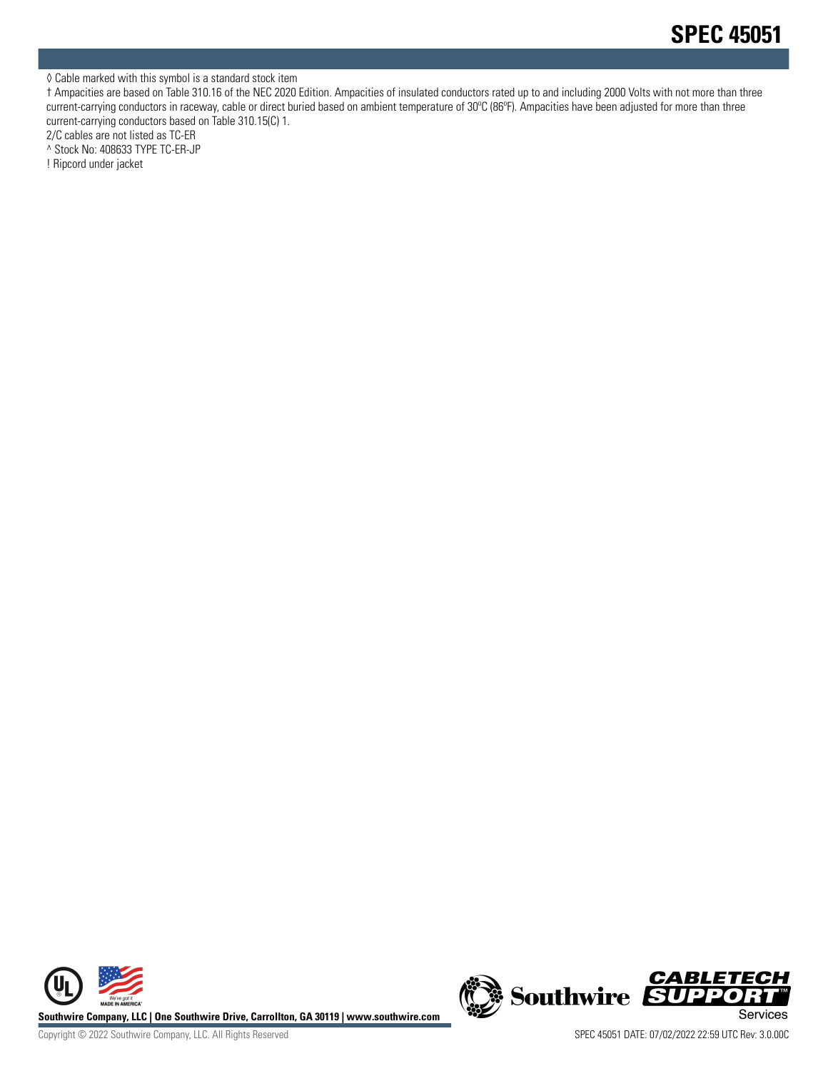◊ Cable marked with this symbol is a standard stock item

† Ampacities are based on Table 310.16 of the NEC 2020 Edition. Ampacities of insulated conductors rated up to and including 2000 Volts with not more than three current-carrying conductors in raceway, cable or direct buried based on ambient temperature of 30ºC (86ºF). Ampacities have been adjusted for more than three current-carrying conductors based on Table 310.15(C) 1.

2/C cables are not listed as TC-ER

^ Stock No: 408633 TYPE TC-ER-JP

! Ripcord under jacket

**Southwire Company, LLC | One Southwire Drive, Carrollton, GA 30119 | www.southwire.com**

Copyright © 2022 Southwire Company, LLC. All Rights Reserved